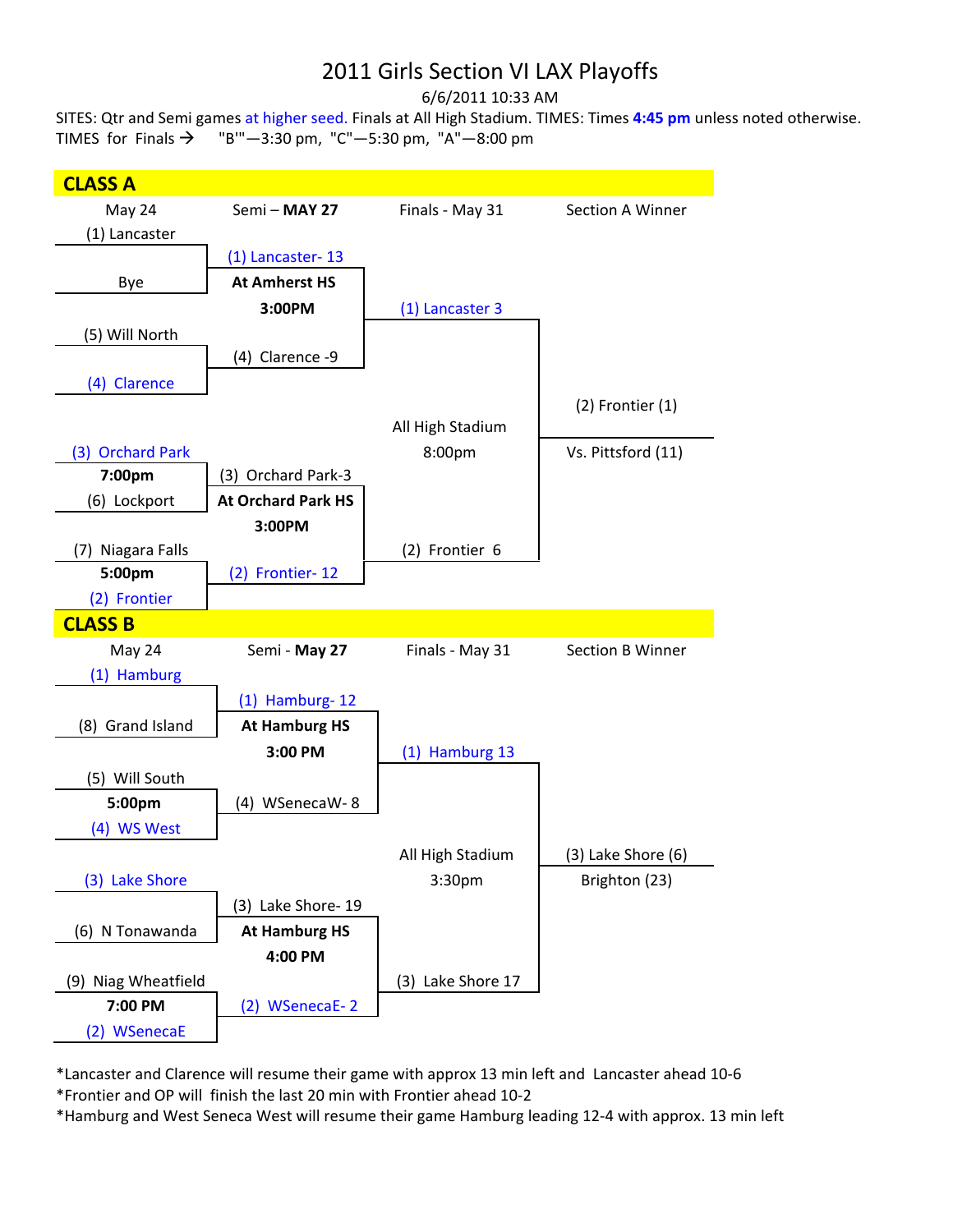# 2011 Girls Section VI LAX Playoffs

6/6/2011 10:33 AM

SITES: Qtr and Semi games at higher seed. Finals at All High Stadium. TIMES: Times **4:45 pm** unless noted otherwise.
TIMES for Finals → "B'"—3:30 pm, "C"—5:30 pm, "A"—8:00 pm

## CLASS A

| May 24 | Semi – **MAY 27** | Finals - May 31 | Section A Winner |
|---|---|---|---|
| (1) Lancaster | | | |
| Bye | (1) Lancaster- 13 | | |
| | **At Amherst HS** | | |
| | **3:00PM** | (1) Lancaster 3 | |
| (5) Will North | | | |
| (4) Clarence | (4) Clarence -9 | | |
| | | | (2) Frontier (1) |
| | | All High Stadium | |
| (3) Orchard Park | | 8:00pm | Vs. Pittsford (11) |
| **7:00pm** | (3) Orchard Park-3 | | |
| (6) Lockport | **At Orchard Park HS** | | |
| | **3:00PM** | | |
| (7) Niagara Falls | | (2) Frontier 6 | |
| **5:00pm** | (2) Frontier- 12 | | |
| (2) Frontier | | | |

## CLASS B

| May 24 | Semi - **May 27** | Finals - May 31 | Section B Winner |
|---|---|---|---|
| (1) Hamburg | | | |
| (8) Grand Island | (1) Hamburg- 12 | | |
| | **At Hamburg HS** | | |
| | **3:00 PM** | (1) Hamburg 13 | |
| (5) Will South | | | |
| **5:00pm** | (4) WSenecaW- 8 | | |
| (4) WS West | | | |
| | | All High Stadium | (3) Lake Shore (6) |
| (3) Lake Shore | | 3:30pm | Brighton (23) |
| | (3) Lake Shore- 19 | | |
| (6) N Tonawanda | **At Hamburg HS** | | |
| | **4:00 PM** | | |
| (9) Niag Wheatfield | | (3) Lake Shore 17 | |
| **7:00 PM** | (2) WSenecaE- 2 | | |
| (2) WSenecaE | | | |

*Lancaster and Clarence will resume their game with approx 13 min left and Lancaster ahead 10-6
*Frontier and OP will finish the last 20 min with Frontier ahead 10-2
*Hamburg and West Seneca West will resume their game Hamburg leading 12-4 with approx. 13 min left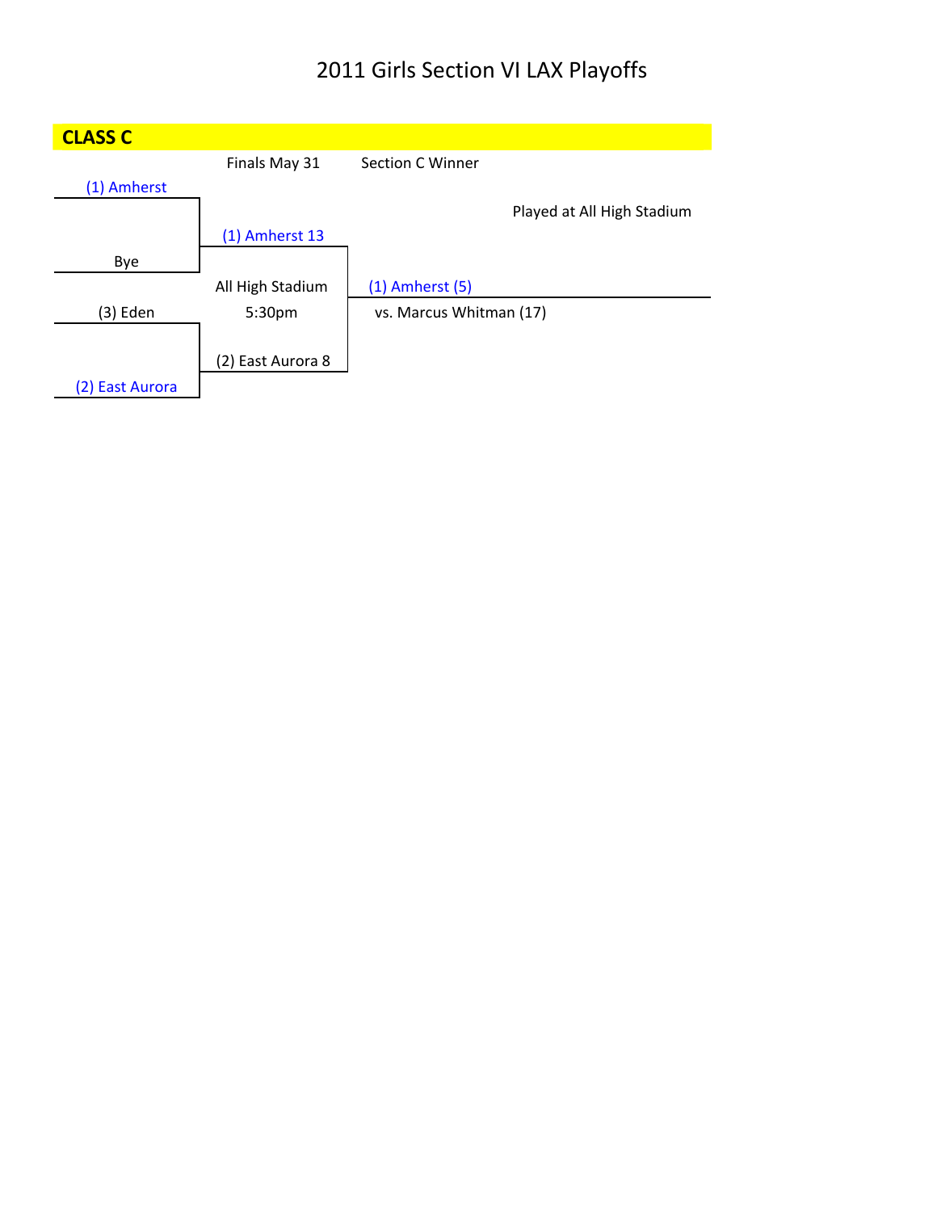# 2011 Girls Section VI LAX Playoffs

## CLASS C

Finals May 31

Section C Winner

Played at All High Stadium

(1) Amherst

Bye

(1) Amherst 13

All High Stadium

5:30pm

(2) East Aurora 8

(3) Eden

(2) East Aurora

(1) Amherst (5)

vs. Marcus Whitman (17)